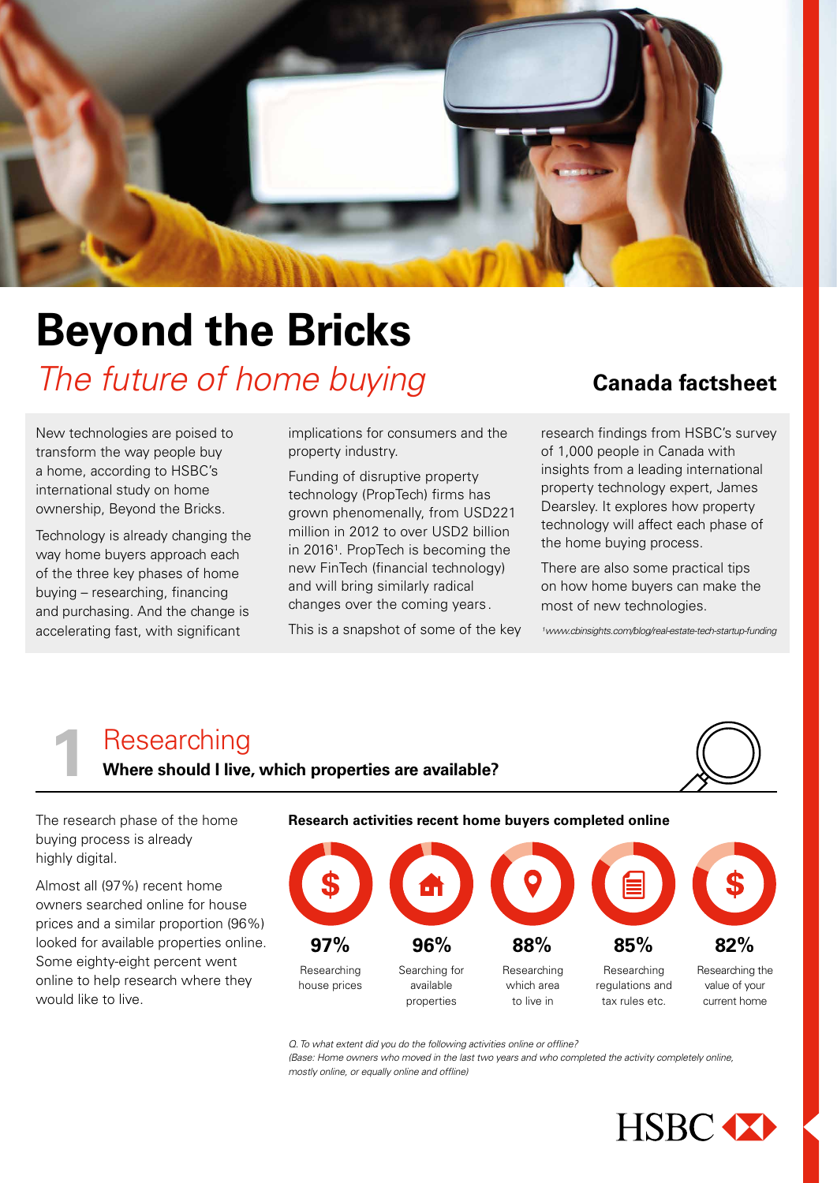# Beyond the Bricks

*The future of home buying*

**Canada factsheet**

New technologies are poised to transform the way people buy a home, according to HSBC's international study on home ownership, Beyond the Bricks.

Technology is already changing the way home buyers approach each of the three key phases of home buying – researching, financing and purchasing. And the change is accelerating fast, with significant implications for consumers and the property industry.

Funding of disruptive property technology (PropTech) firms has grown phenomenally, from USD221 million in 2012 to over USD2 billion in 2016[1]. PropTech is becoming the new FinTech (financial technology) and will bring similarly radical changes over the coming years.

This is a snapshot of some of the key research findings from HSBC's survey of 1,000 people in Canada with insights from a leading international property technology expert, James Dearsley. It explores how property technology will affect each phase of the home buying process.

There are also some practical tips on how home buyers can make the most of new technologies.

[1] *www.cbinsights.com/blog/real-estate-tech-startup-funding*

## 1 Researching

**Where should I live, which properties are available?**

The research phase of the home buying process is already highly digital.

Almost all (97%) recent home owners searched online for house prices and a similar proportion (96%) looked for available properties online. Some eighty-eight percent went online to help research where they would like to live.

**Research activities recent home buyers completed online**

| 97% | 96% | 88% | 85% | 82% |
|---|---|---|---|---|
| Researching house prices | Searching for available properties | Researching which area to live in | Researching regulations and tax rules etc. | Researching the value of your current home |

*Q. To what extent did you do the following activities online or offline?*
*(Base: Home owners who moved in the last two years and who completed the activity completely online, mostly online, or equally online and offline)*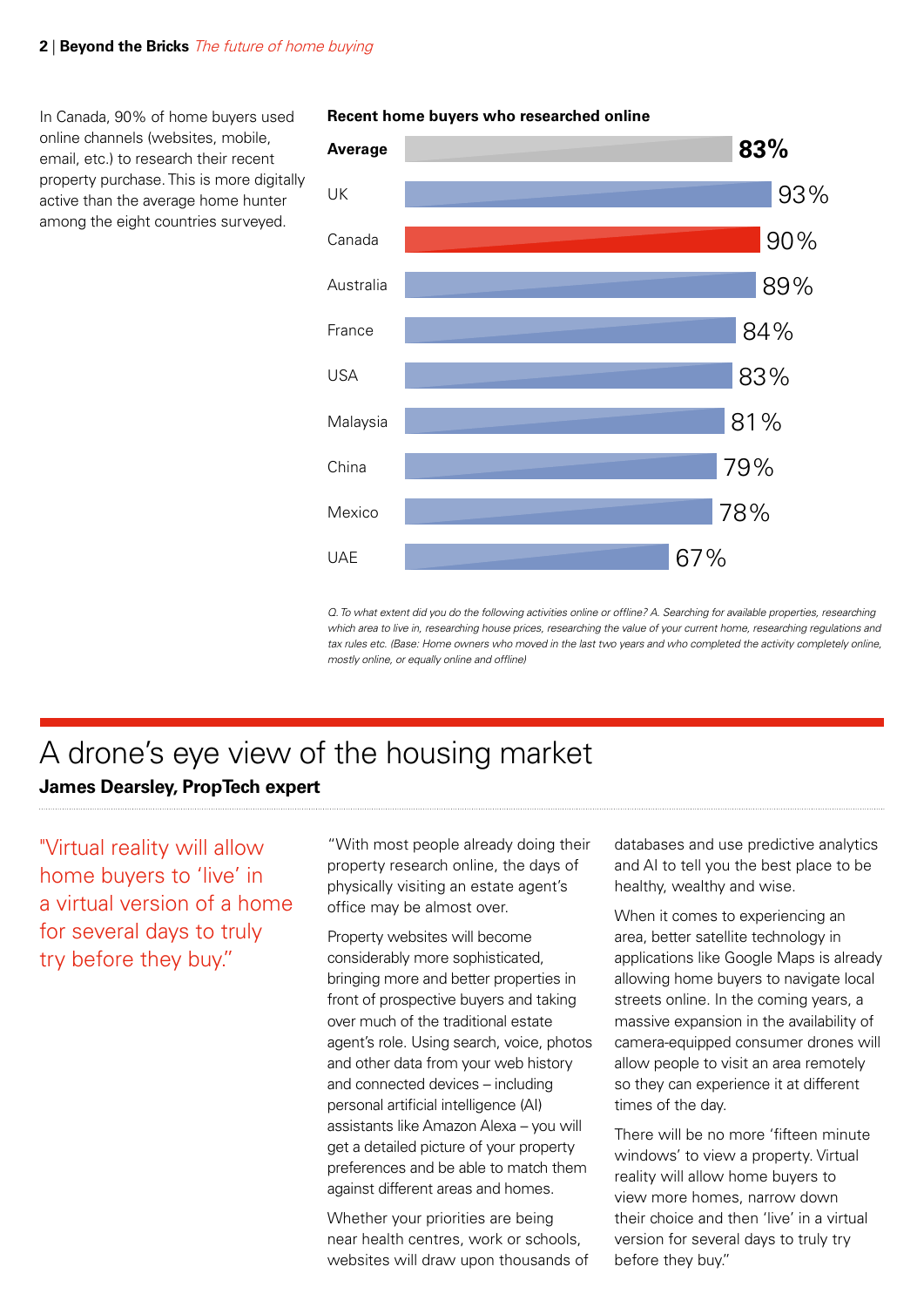In Canada, 90% of home buyers used online channels (websites, mobile, email, etc.) to research their recent property purchase. This is more digitally active than the average home hunter among the eight countries surveyed.

**Recent home buyers who researched online**

| Country | % |
|---|---|
| **Average** | **83%** |
| UK | 93% |
| Canada | 90% |
| Australia | 89% |
| France | 84% |
| USA | 83% |
| Malaysia | 81% |
| China | 79% |
| Mexico | 78% |
| UAE | 67% |

*Q. To what extent did you do the following activities online or offline? A. Searching for available properties, researching which area to live in, researching house prices, researching the value of your current home, researching regulations and tax rules etc. (Base: Home owners who moved in the last two years and who completed the activity completely online, mostly online, or equally online and offline)*

# A drone's eye view of the housing market

**James Dearsley, PropTech expert**

"Virtual reality will allow home buyers to 'live' in a virtual version of a home for several days to truly try before they buy."

"With most people already doing their property research online, the days of physically visiting an estate agent's office may be almost over.

Property websites will become considerably more sophisticated, bringing more and better properties in front of prospective buyers and taking over much of the traditional estate agent's role. Using search, voice, photos and other data from your web history and connected devices – including personal artificial intelligence (AI) assistants like Amazon Alexa – you will get a detailed picture of your property preferences and be able to match them against different areas and homes.

Whether your priorities are being near health centres, work or schools, websites will draw upon thousands of databases and use predictive analytics and AI to tell you the best place to be healthy, wealthy and wise.

When it comes to experiencing an area, better satellite technology in applications like Google Maps is already allowing home buyers to navigate local streets online. In the coming years, a massive expansion in the availability of camera-equipped consumer drones will allow people to visit an area remotely so they can experience it at different times of the day.

There will be no more 'fifteen minute windows' to view a property. Virtual reality will allow home buyers to view more homes, narrow down their choice and then 'live' in a virtual version for several days to truly try before they buy."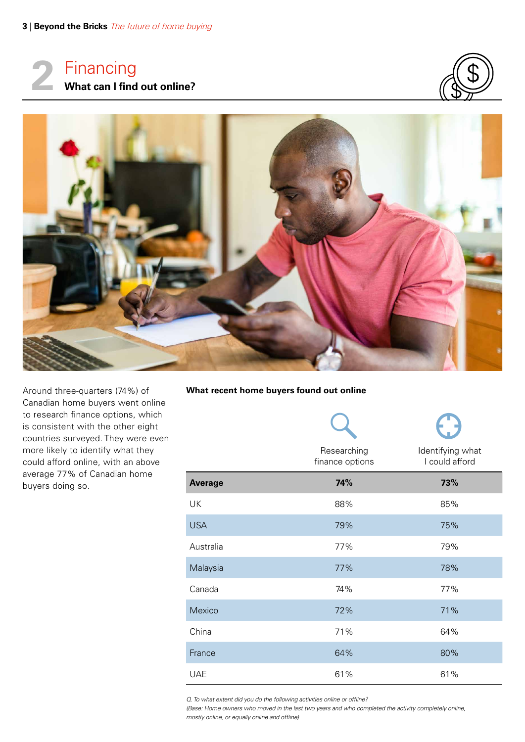# 2 Financing

## What can I find out online?

Around three-quarters (74%) of Canadian home buyers went online to research finance options, which is consistent with the other eight countries surveyed. They were even more likely to identify what they could afford online, with an above average 77% of Canadian home buyers doing so.

**What recent home buyers found out online**

| | Researching finance options | Identifying what I could afford |
|---|---|---|
| **Average** | **74%** | **73%** |
| UK | 88% | 85% |
| USA | 79% | 75% |
| Australia | 77% | 79% |
| Malaysia | 77% | 78% |
| Canada | 74% | 77% |
| Mexico | 72% | 71% |
| China | 71% | 64% |
| France | 64% | 80% |
| UAE | 61% | 61% |

*Q. To what extent did you do the following activities online or offline?*
*(Base: Home owners who moved in the last two years and who completed the activity completely online, mostly online, or equally online and offline)*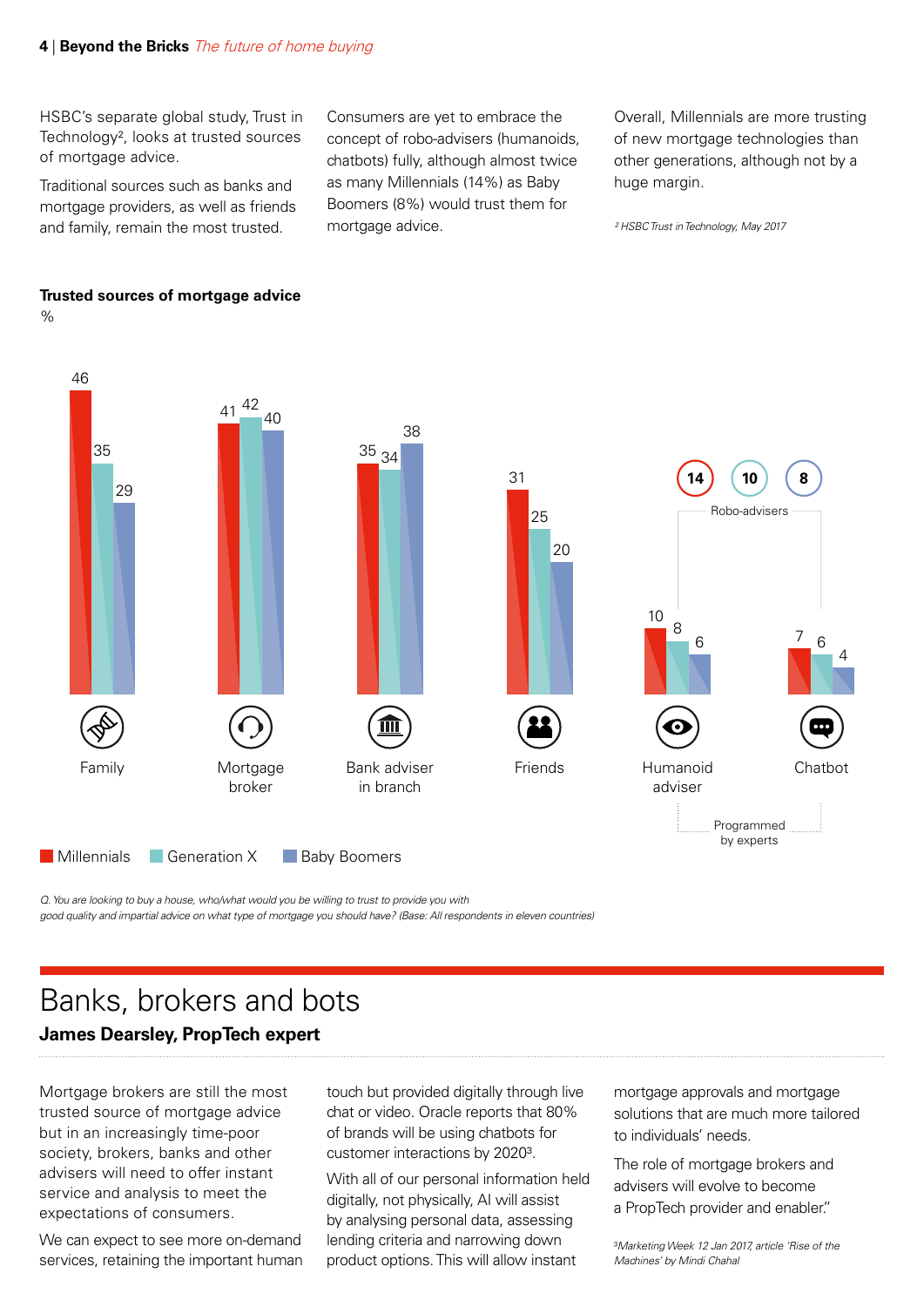HSBC's separate global study, Trust in Technology[2], looks at trusted sources of mortgage advice.

Traditional sources such as banks and mortgage providers, as well as friends and family, remain the most trusted.

Consumers are yet to embrace the concept of robo-advisers (humanoids, chatbots) fully, although almost twice as many Millennials (14%) as Baby Boomers (8%) would trust them for mortgage advice.

Overall, Millennials are more trusting of new mortgage technologies than other generations, although not by a huge margin.

*[2] HSBC Trust in Technology, May 2017*

**Trusted sources of mortgage advice**

%

| Source | Millennials | Generation X | Baby Boomers |
|---|---|---|---|
| Family | 46 | 35 | 29 |
| Mortgage broker | 41 | 42 | 40 |
| Bank adviser in branch | 35 | 34 | 38 |
| Friends | 31 | 25 | 20 |
| Humanoid adviser | 10 | 8 | 6 |
| Chatbot | 7 | 6 | 4 |
| Robo-advisers (Humanoid adviser + Chatbot, programmed by experts) | 14 | 10 | 8 |

*Q. You are looking to buy a house, who/what would you be willing to trust to provide you with good quality and impartial advice on what type of mortgage you should have? (Base: All respondents in eleven countries)*

# Banks, brokers and bots

**James Dearsley, PropTech expert**

Mortgage brokers are still the most trusted source of mortgage advice but in an increasingly time-poor society, brokers, banks and other advisers will need to offer instant service and analysis to meet the expectations of consumers.

We can expect to see more on-demand services, retaining the important human touch but provided digitally through live chat or video. Oracle reports that 80% of brands will be using chatbots for customer interactions by 2020[3].

With all of our personal information held digitally, not physically, AI will assist by analysing personal data, assessing lending criteria and narrowing down product options. This will allow instant mortgage approvals and mortgage solutions that are much more tailored to individuals' needs.

The role of mortgage brokers and advisers will evolve to become a PropTech provider and enabler."

*[3] Marketing Week 12 Jan 2017, article 'Rise of the Machines' by Mindi Chahal*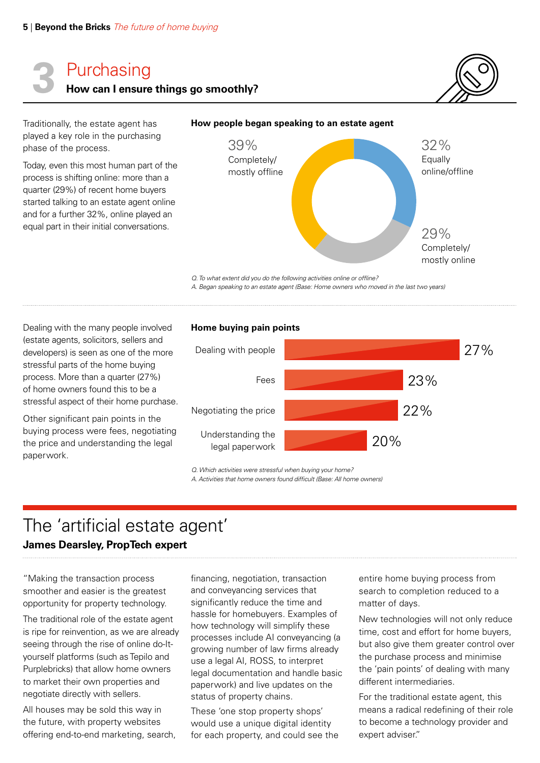# 3 Purchasing

## How can I ensure things go smoothly?

Traditionally, the estate agent has played a key role in the purchasing phase of the process.

Today, even this most human part of the process is shifting online: more than a quarter (29%) of recent home buyers started talking to an estate agent online and for a further 32%, online played an equal part in their initial conversations.

**How people began speaking to an estate agent**

| Response | % |
|---|---|
| Completely/mostly offline | 39% |
| Equally online/offline | 32% |
| Completely/mostly online | 29% |

*Q. To what extent did you do the following activities online or offline?*
*A. Began speaking to an estate agent (Base: Home owners who moved in the last two years)*

Dealing with the many people involved (estate agents, solicitors, sellers and developers) is seen as one of the more stressful parts of the home buying process. More than a quarter (27%) of home owners found this to be a stressful aspect of their home purchase.

Other significant pain points in the buying process were fees, negotiating the price and understanding the legal paperwork.

**Home buying pain points**

| Pain point | % |
|---|---|
| Dealing with people | 27% |
| Fees | 23% |
| Negotiating the price | 22% |
| Understanding the legal paperwork | 20% |

*Q. Which activities were stressful when buying your home?*
*A. Activities that home owners found difficult (Base: All home owners)*

## The 'artificial estate agent'

**James Dearsley, PropTech expert**

"Making the transaction process smoother and easier is the greatest opportunity for property technology.

The traditional role of the estate agent is ripe for reinvention, as we are already seeing through the rise of online do-It-yourself platforms (such as Tepilo and Purplebricks) that allow home owners to market their own properties and negotiate directly with sellers.

All houses may be sold this way in the future, with property websites offering end-to-end marketing, search, financing, negotiation, transaction and conveyancing services that significantly reduce the time and hassle for homebuyers. Examples of how technology will simplify these processes include AI conveyancing (a growing number of law firms already use a legal AI, ROSS, to interpret legal documentation and handle basic paperwork) and live updates on the status of property chains.

These 'one stop property shops' would use a unique digital identity for each property, and could see the entire home buying process from search to completion reduced to a matter of days.

New technologies will not only reduce time, cost and effort for home buyers, but also give them greater control over the purchase process and minimise the 'pain points' of dealing with many different intermediaries.

For the traditional estate agent, this means a radical redefining of their role to become a technology provider and expert adviser."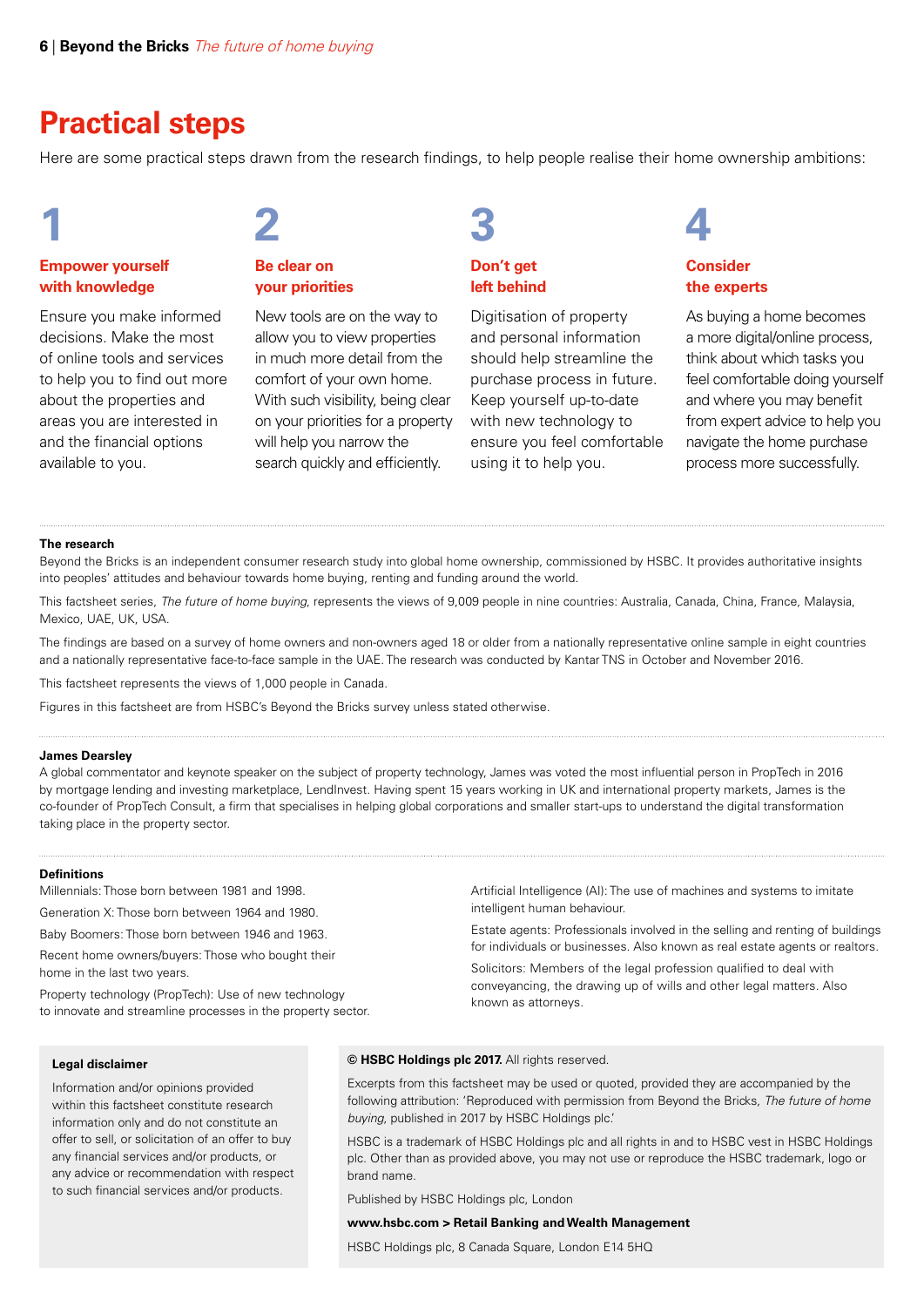# Practical steps

Here are some practical steps drawn from the research findings, to help people realise their home ownership ambitions:

## 1

### Empower yourself with knowledge

Ensure you make informed decisions. Make the most of online tools and services to help you to find out more about the properties and areas you are interested in and the financial options available to you.

## 2

### Be clear on your priorities

New tools are on the way to allow you to view properties in much more detail from the comfort of your own home. With such visibility, being clear on your priorities for a property will help you narrow the search quickly and efficiently.

## 3

### Don't get left behind

Digitisation of property and personal information should help streamline the purchase process in future. Keep yourself up-to-date with new technology to ensure you feel comfortable using it to help you.

## 4

### Consider the experts

As buying a home becomes a more digital/online process, think about which tasks you feel comfortable doing yourself and where you may benefit from expert advice to help you navigate the home purchase process more successfully.

---

**The research**

Beyond the Bricks is an independent consumer research study into global home ownership, commissioned by HSBC. It provides authoritative insights into peoples' attitudes and behaviour towards home buying, renting and funding around the world.

This factsheet series, *The future of home buying*, represents the views of 9,009 people in nine countries: Australia, Canada, China, France, Malaysia, Mexico, UAE, UK, USA.

The findings are based on a survey of home owners and non-owners aged 18 or older from a nationally representative online sample in eight countries and a nationally representative face-to-face sample in the UAE. The research was conducted by Kantar TNS in October and November 2016.

This factsheet represents the views of 1,000 people in Canada.

Figures in this factsheet are from HSBC's Beyond the Bricks survey unless stated otherwise.

---

**James Dearsley**

A global commentator and keynote speaker on the subject of property technology, James was voted the most influential person in PropTech in 2016 by mortgage lending and investing marketplace, LendInvest. Having spent 15 years working in UK and international property markets, James is the co-founder of PropTech Consult, a firm that specialises in helping global corporations and smaller start-ups to understand the digital transformation taking place in the property sector.

---

**Definitions**

Millennials: Those born between 1981 and 1998.

Generation X: Those born between 1964 and 1980.

Baby Boomers: Those born between 1946 and 1963.

Recent home owners/buyers: Those who bought their home in the last two years.

Property technology (PropTech): Use of new technology to innovate and streamline processes in the property sector.

Artificial Intelligence (AI): The use of machines and systems to imitate intelligent human behaviour.

Estate agents: Professionals involved in the selling and renting of buildings for individuals or businesses. Also known as real estate agents or realtors.

Solicitors: Members of the legal profession qualified to deal with conveyancing, the drawing up of wills and other legal matters. Also known as attorneys.

**Legal disclaimer**

Information and/or opinions provided within this factsheet constitute research information only and do not constitute an offer to sell, or solicitation of an offer to buy any financial services and/or products, or any advice or recommendation with respect to such financial services and/or products.

**© HSBC Holdings plc 2017.** All rights reserved.

Excerpts from this factsheet may be used or quoted, provided they are accompanied by the following attribution: 'Reproduced with permission from Beyond the Bricks, *The future of home buying*, published in 2017 by HSBC Holdings plc.'

HSBC is a trademark of HSBC Holdings plc and all rights in and to HSBC vest in HSBC Holdings plc. Other than as provided above, you may not use or reproduce the HSBC trademark, logo or brand name.

Published by HSBC Holdings plc, London

**www.hsbc.com > Retail Banking and Wealth Management**

HSBC Holdings plc, 8 Canada Square, London E14 5HQ